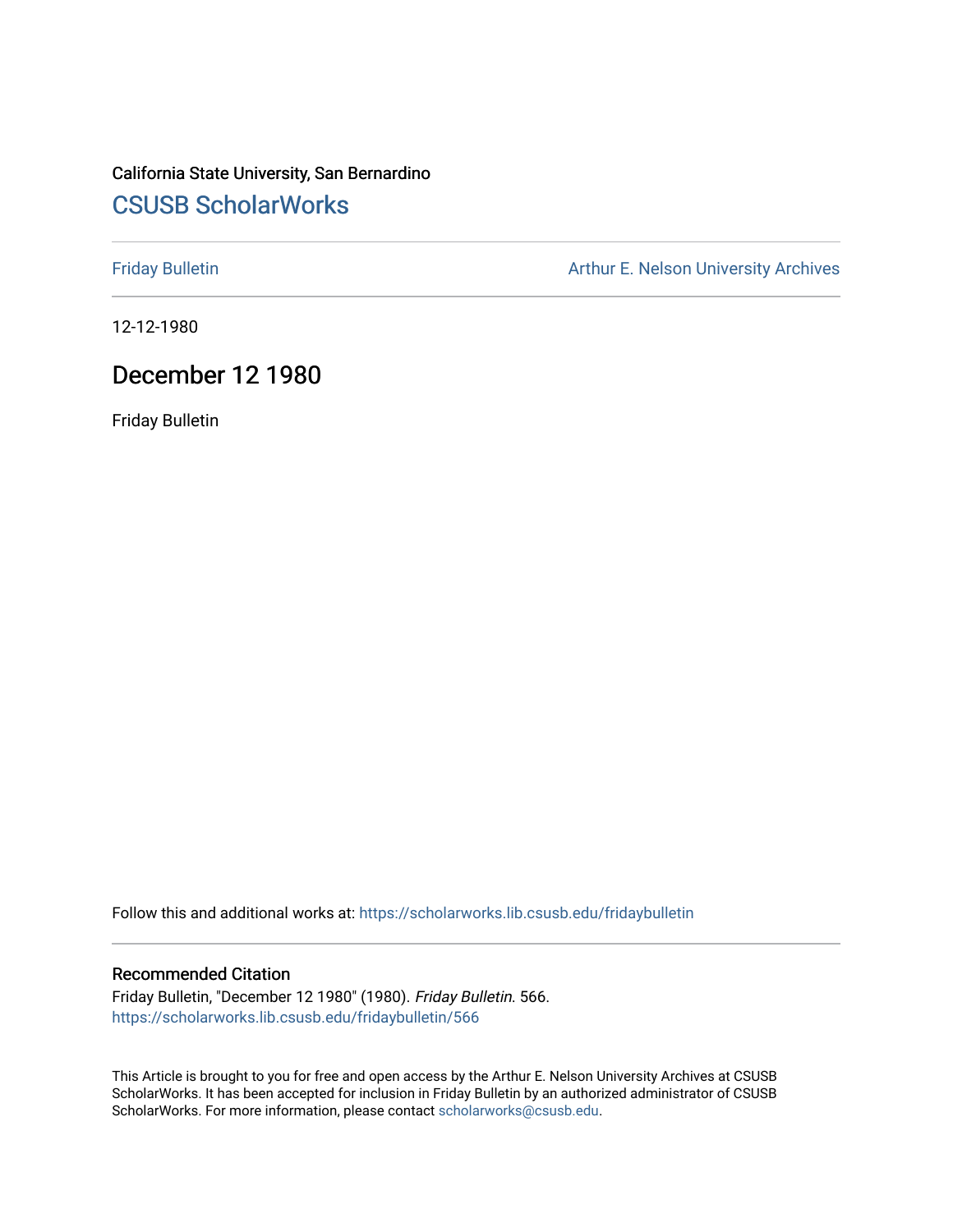California State University, San Bernardino

# CSUSB ScholarWorks

Friday Bulletin

Arthur E. Nelson University Archives

12-12-1980

## December 12 1980

Friday Bulletin

Follow this and additional works at: https://scholarworks.lib.csusb.edu/fridaybulletin

### Recommended Citation

Friday Bulletin, "December 12 1980" (1980). *Friday Bulletin*. 566.
https://scholarworks.lib.csusb.edu/fridaybulletin/566

This Article is brought to you for free and open access by the Arthur E. Nelson University Archives at CSUSB ScholarWorks. It has been accepted for inclusion in Friday Bulletin by an authorized administrator of CSUSB ScholarWorks. For more information, please contact scholarworks@csusb.edu.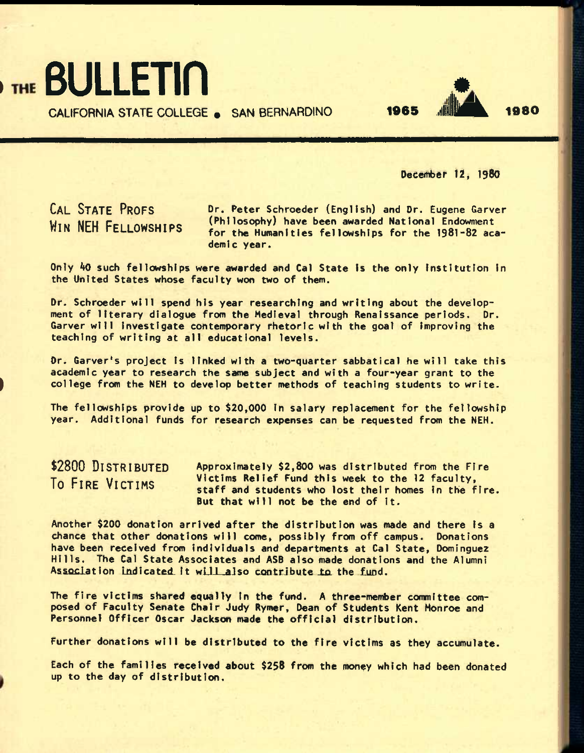# THE BULLETIN

CALIFORNIA STATE COLLEGE • SAN BERNARDINO 1965 1980

December 12, 1980

## CAL STATE PROFS WIN NEH FELLOWSHIPS

Dr. Peter Schroeder (English) and Dr. Eugene Garver (Philosophy) have been awarded National Endowment for the Humanities fellowships for the 1981-82 academic year.

Only 40 such fellowships were awarded and Cal State is the only institution in the United States whose faculty won two of them.

Dr. Schroeder will spend his year researching and writing about the development of literary dialogue from the Medieval through Renaissance periods. Dr. Garver will investigate contemporary rhetoric with the goal of improving the teaching of writing at all educational levels.

Dr. Garver's project is linked with a two-quarter sabbatical he will take this academic year to research the same subject and with a four-year grant to the college from the NEH to develop better methods of teaching students to write.

The fellowships provide up to $20,000 in salary replacement for the fellowship year. Additional funds for research expenses can be requested from the NEH.

## $2800 DISTRIBUTED TO FIRE VICTIMS

Approximately $2,800 was distributed from the Fire Victims Relief Fund this week to the 12 faculty, staff and students who lost their homes in the fire. But that will not be the end of it.

Another $200 donation arrived after the distribution was made and there is a chance that other donations will come, possibly from off campus. Donations have been received from individuals and departments at Cal State, Dominguez Hills. The Cal State Associates and ASB also made donations and the Alumni Association indicated it will also contribute to the fund.

The fire victims shared equally in the fund. A three-member committee composed of Faculty Senate Chair Judy Rymer, Dean of Students Kent Monroe and Personnel Officer Oscar Jackson made the official distribution.

Further donations will be distributed to the fire victims as they accumulate.

Each of the families received about $258 from the money which had been donated up to the day of distribution.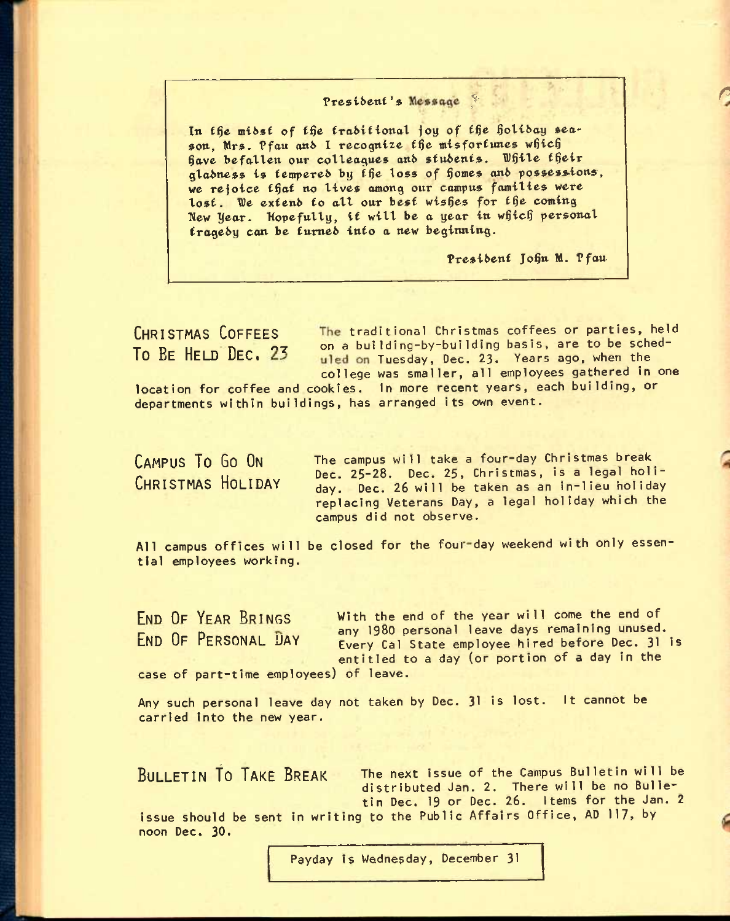**President's Message**

In the midst of the traditional joy of the holiday season, Mrs. Pfau and I recognize the misfortunes which have befallen our colleagues and students. While their gladness is tempered by the loss of homes and possessions, we rejoice that no lives among our campus families were lost. We extend to all our best wishes for the coming New Year. Hopefully, it will be a year in which personal tragedy can be turned into a new beginning.

President John M. Pfau

## CHRISTMAS COFFEES TO BE HELD DEC. 23

The traditional Christmas coffees or parties, held on a building-by-building basis, are to be scheduled on Tuesday, Dec. 23. Years ago, when the college was smaller, all employees gathered in one location for coffee and cookies. In more recent years, each building, or departments within buildings, has arranged its own event.

## CAMPUS TO GO ON CHRISTMAS HOLIDAY

The campus will take a four-day Christmas break Dec. 25-28. Dec. 25, Christmas, is a legal holiday. Dec. 26 will be taken as an in-lieu holiday replacing Veterans Day, a legal holiday which the campus did not observe.

All campus offices will be closed for the four-day weekend with only essential employees working.

## END OF YEAR BRINGS END OF PERSONAL DAY

With the end of the year will come the end of any 1980 personal leave days remaining unused. Every Cal State employee hired before Dec. 31 is entitled to a day (or portion of a day in the case of part-time employees) of leave.

Any such personal leave day not taken by Dec. 31 is lost. It cannot be carried into the new year.

## BULLETIN TO TAKE BREAK

The next issue of the Campus Bulletin will be distributed Jan. 2. There will be no Bulletin Dec. 19 or Dec. 26. Items for the Jan. 2 issue should be sent in writing to the Public Affairs Office, AD 117, by noon Dec. 30.

Payday is Wednesday, December 31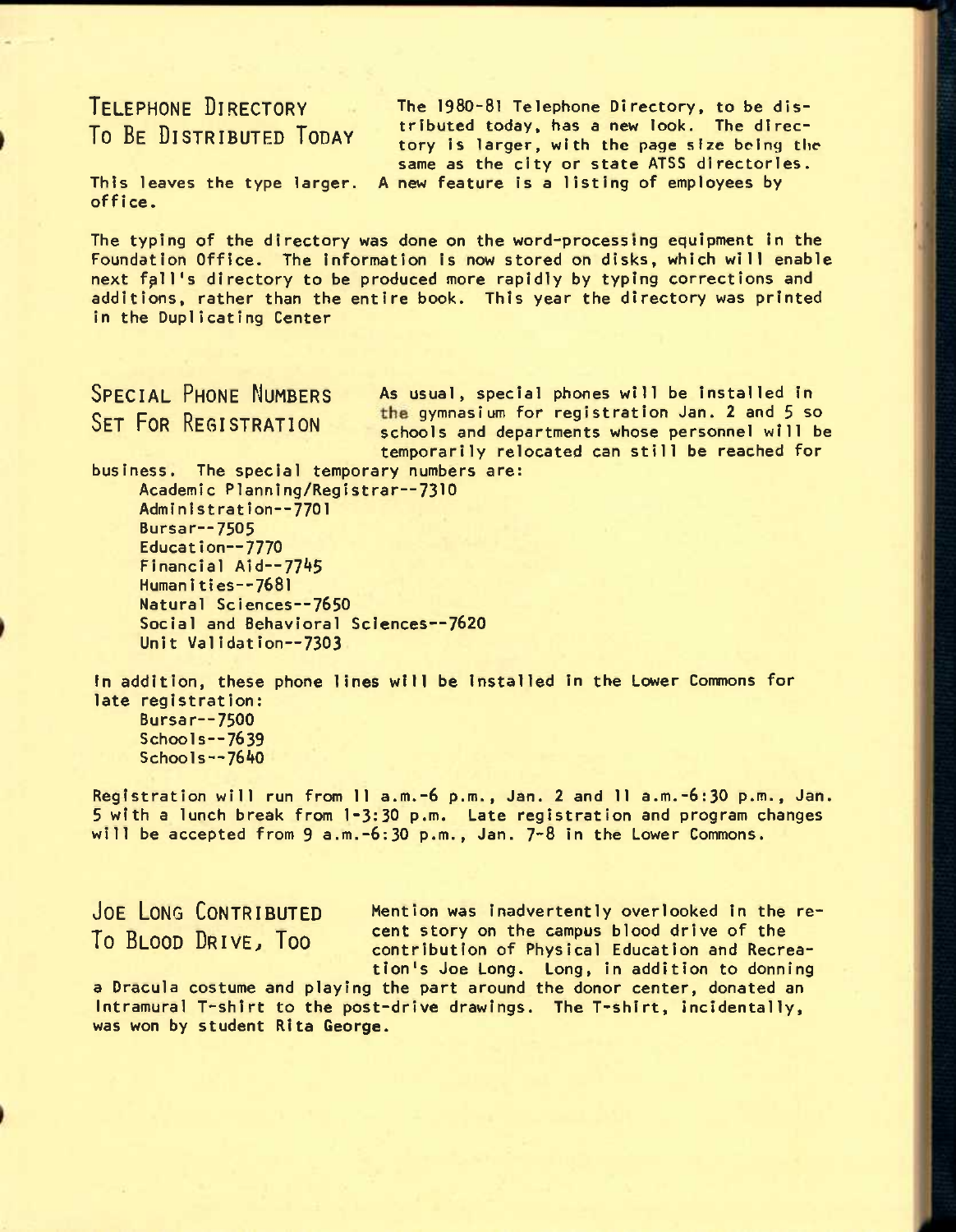## Telephone Directory To Be Distributed Today

The 1980-81 Telephone Directory, to be distributed today, has a new look. The directory is larger, with the page size being the same as the city or state ATSS directories. This leaves the type larger. A new feature is a listing of employees by office.

The typing of the directory was done on the word-processing equipment in the Foundation Office. The information is now stored on disks, which will enable next fall's directory to be produced more rapidly by typing corrections and additions, rather than the entire book. This year the directory was printed in the Duplicating Center

## Special Phone Numbers Set For Registration

As usual, special phones will be installed in the gymnasium for registration Jan. 2 and 5 so schools and departments whose personnel will be temporarily relocated can still be reached for business. The special temporary numbers are:

Academic Planning/Registrar--7310
Administration--7701
Bursar--7505
Education--7770
Financial Aid--7745
Humanities--7681
Natural Sciences--7650
Social and Behavioral Sciences--7620
Unit Validation--7303

In addition, these phone lines will be installed in the Lower Commons for late registration:

Bursar--7500
Schools--7639
Schools--7640

Registration will run from 11 a.m.-6 p.m., Jan. 2 and 11 a.m.-6:30 p.m., Jan. 5 with a lunch break from 1-3:30 p.m. Late registration and program changes will be accepted from 9 a.m.-6:30 p.m., Jan. 7-8 in the Lower Commons.

## Joe Long Contributed To Blood Drive, Too

Mention was inadvertently overlooked in the recent story on the campus blood drive of the contribution of Physical Education and Recreation's Joe Long. Long, in addition to donning a Dracula costume and playing the part around the donor center, donated an Intramural T-shirt to the post-drive drawings. The T-shirt, incidentally, was won by student Rita George.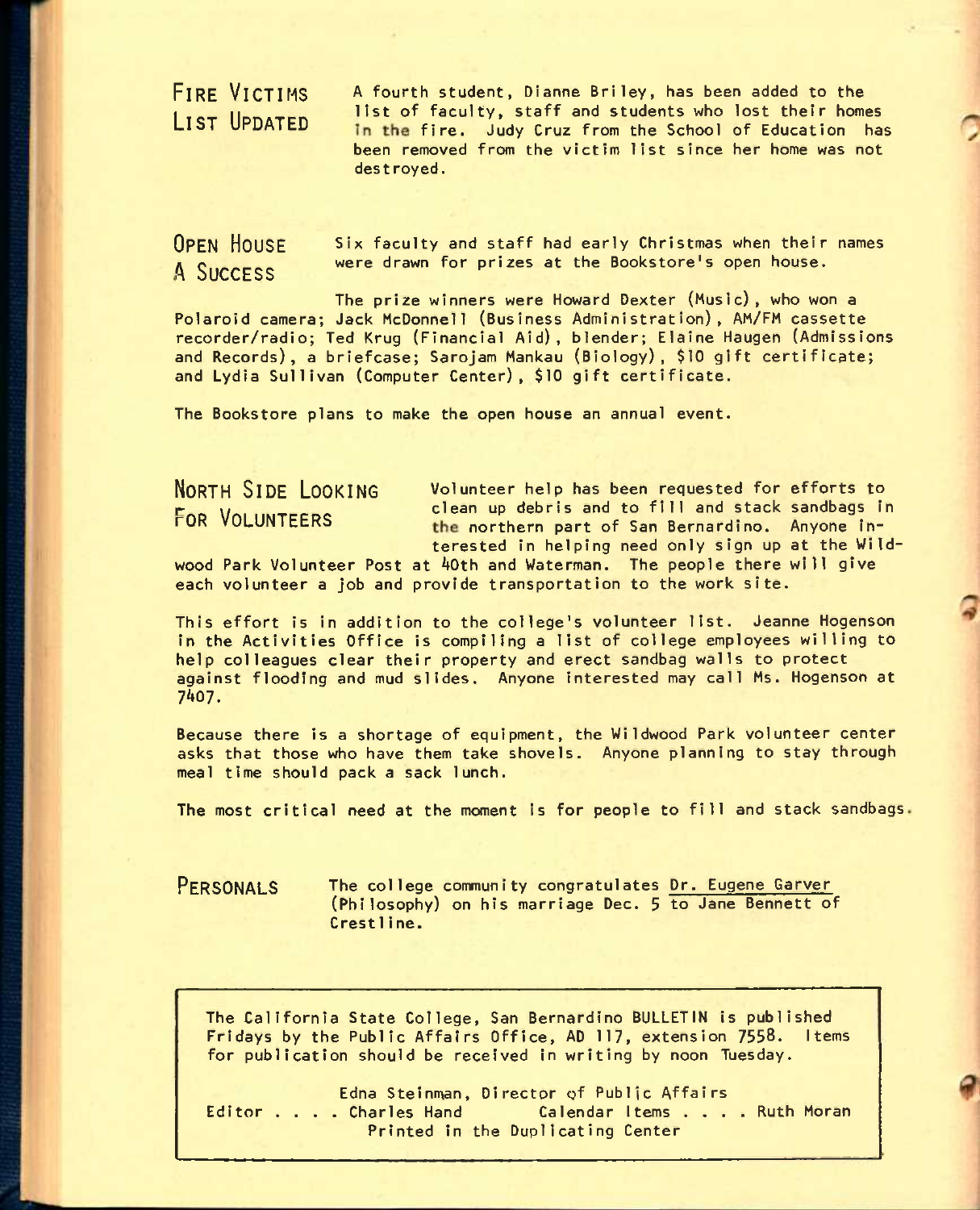## Fire Victims List Updated

A fourth student, Dianne Briley, has been added to the list of faculty, staff and students who lost their homes in the fire. Judy Cruz from the School of Education has been removed from the victim list since her home was not destroyed.

## Open House A Success

Six faculty and staff had early Christmas when their names were drawn for prizes at the Bookstore's open house.

The prize winners were Howard Dexter (Music), who won a Polaroid camera; Jack McDonnell (Business Administration), AM/FM cassette recorder/radio; Ted Krug (Financial Aid), blender; Elaine Haugen (Admissions and Records), a briefcase; Sarojam Mankau (Biology), $10 gift certificate; and Lydia Sullivan (Computer Center), $10 gift certificate.

The Bookstore plans to make the open house an annual event.

## North Side Looking For Volunteers

Volunteer help has been requested for efforts to clean up debris and to fill and stack sandbags in the northern part of San Bernardino. Anyone interested in helping need only sign up at the Wildwood Park Volunteer Post at 40th and Waterman. The people there will give each volunteer a job and provide transportation to the work site.

This effort is in addition to the college's volunteer list. Jeanne Hogenson in the Activities Office is compiling a list of college employees willing to help colleagues clear their property and erect sandbag walls to protect against flooding and mud slides. Anyone interested may call Ms. Hogenson at 7407.

Because there is a shortage of equipment, the Wildwood Park volunteer center asks that those who have them take shovels. Anyone planning to stay through meal time should pack a sack lunch.

The most critical need at the moment is for people to fill and stack sandbags.

## Personals

The college community congratulates Dr. Eugene Garver (Philosophy) on his marriage Dec. 5 to Jane Bennett of Crestline.

---

The California State College, San Bernardino BULLETIN is published Fridays by the Public Affairs Office, AD 117, extension 7558. Items for publication should be received in writing by noon Tuesday.

Edna Steinman, Director of Public Affairs
Editor . . . . Charles Hand    Calendar Items . . . . Ruth Moran
Printed in the Duplicating Center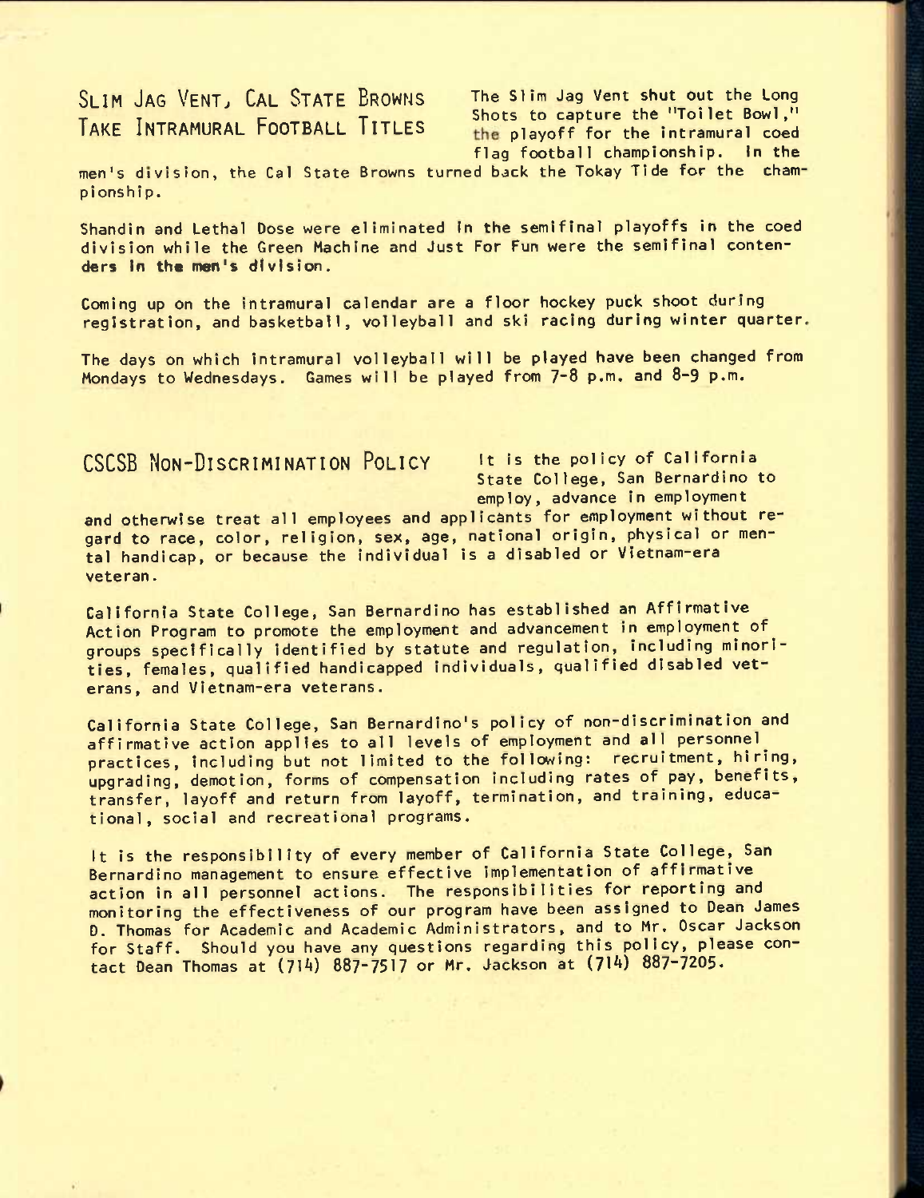## Slim Jag Vent, Cal State Browns Take Intramural Football Titles

The Slim Jag Vent shut out the Long Shots to capture the "Toilet Bowl," the playoff for the intramural coed flag football championship. In the men's division, the Cal State Browns turned back the Tokay Tide for the championship.

Shandin and Lethal Dose were eliminated in the semifinal playoffs in the coed division while the Green Machine and Just For Fun were the semifinal contenders in the men's division.

Coming up on the intramural calendar are a floor hockey puck shoot during registration, and basketball, volleyball and ski racing during winter quarter.

The days on which intramural volleyball will be played have been changed from Mondays to Wednesdays. Games will be played from 7-8 p.m. and 8-9 p.m.

## CSCSB Non-Discrimination Policy

It is the policy of California State College, San Bernardino to employ, advance in employment and otherwise treat all employees and applicants for employment without regard to race, color, religion, sex, age, national origin, physical or mental handicap, or because the individual is a disabled or Vietnam-era veteran.

California State College, San Bernardino has established an Affirmative Action Program to promote the employment and advancement in employment of groups specifically identified by statute and regulation, including minorities, females, qualified handicapped individuals, qualified disabled veterans, and Vietnam-era veterans.

California State College, San Bernardino's policy of non-discrimination and affirmative action applies to all levels of employment and all personnel practices, including but not limited to the following: recruitment, hiring, upgrading, demotion, forms of compensation including rates of pay, benefits, transfer, layoff and return from layoff, termination, and training, educational, social and recreational programs.

It is the responsibility of every member of California State College, San Bernardino management to ensure effective implementation of affirmative action in all personnel actions. The responsibilities for reporting and monitoring the effectiveness of our program have been assigned to Dean James D. Thomas for Academic and Academic Administrators, and to Mr. Oscar Jackson for Staff. Should you have any questions regarding this policy, please contact Dean Thomas at (714) 887-7517 or Mr. Jackson at (714) 887-7205.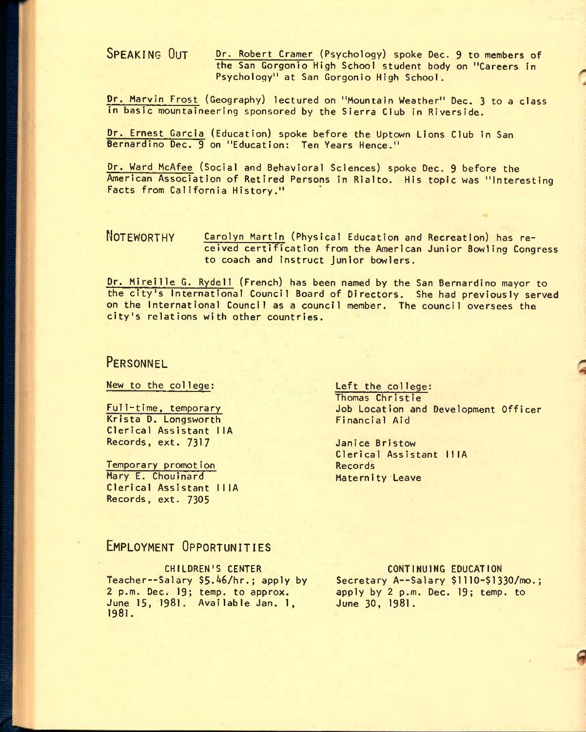## SPEAKING OUT

Dr. Robert Cramer (Psychology) spoke Dec. 9 to members of the San Gorgonio High School student body on "Careers in Psychology" at San Gorgonio High School.

Dr. Marvin Frost (Geography) lectured on "Mountain Weather" Dec. 3 to a class in basic mountaineering sponsored by the Sierra Club in Riverside.

Dr. Ernest Garcia (Education) spoke before the Uptown Lions Club in San Bernardino Dec. 9 on "Education: Ten Years Hence."

Dr. Ward McAfee (Social and Behavioral Sciences) spoke Dec. 9 before the American Association of Retired Persons in Rialto. His topic was "Interesting Facts from California History."

## NOTEWORTHY

Carolyn Martin (Physical Education and Recreation) has received certification from the American Junior Bowling Congress to coach and instruct junior bowlers.

Dr. Mireille G. Rydell (French) has been named by the San Bernardino mayor to the city's International Council Board of Directors. She had previously served on the International Council as a council member. The council oversees the city's relations with other countries.

## PERSONNEL

New to the college:

Full-time, temporary
Krista D. Longsworth
Clerical Assistant IIA
Records, ext. 7317

Temporary promotion
Mary E. Chouinard
Clerical Assistant IIIA
Records, ext. 7305

Left the college:
Thomas Christie
Job Location and Development Officer
Financial Aid

Janice Bristow
Clerical Assistant IIIA
Records
Maternity Leave

## EMPLOYMENT OPPORTUNITIES

CHILDREN'S CENTER
Teacher--Salary $5.46/hr.; apply by 2 p.m. Dec. 19; temp. to approx. June 15, 1981. Available Jan. 1, 1981.

CONTINUING EDUCATION
Secretary A--Salary $1110-$1330/mo.; apply by 2 p.m. Dec. 19; temp. to June 30, 1981.